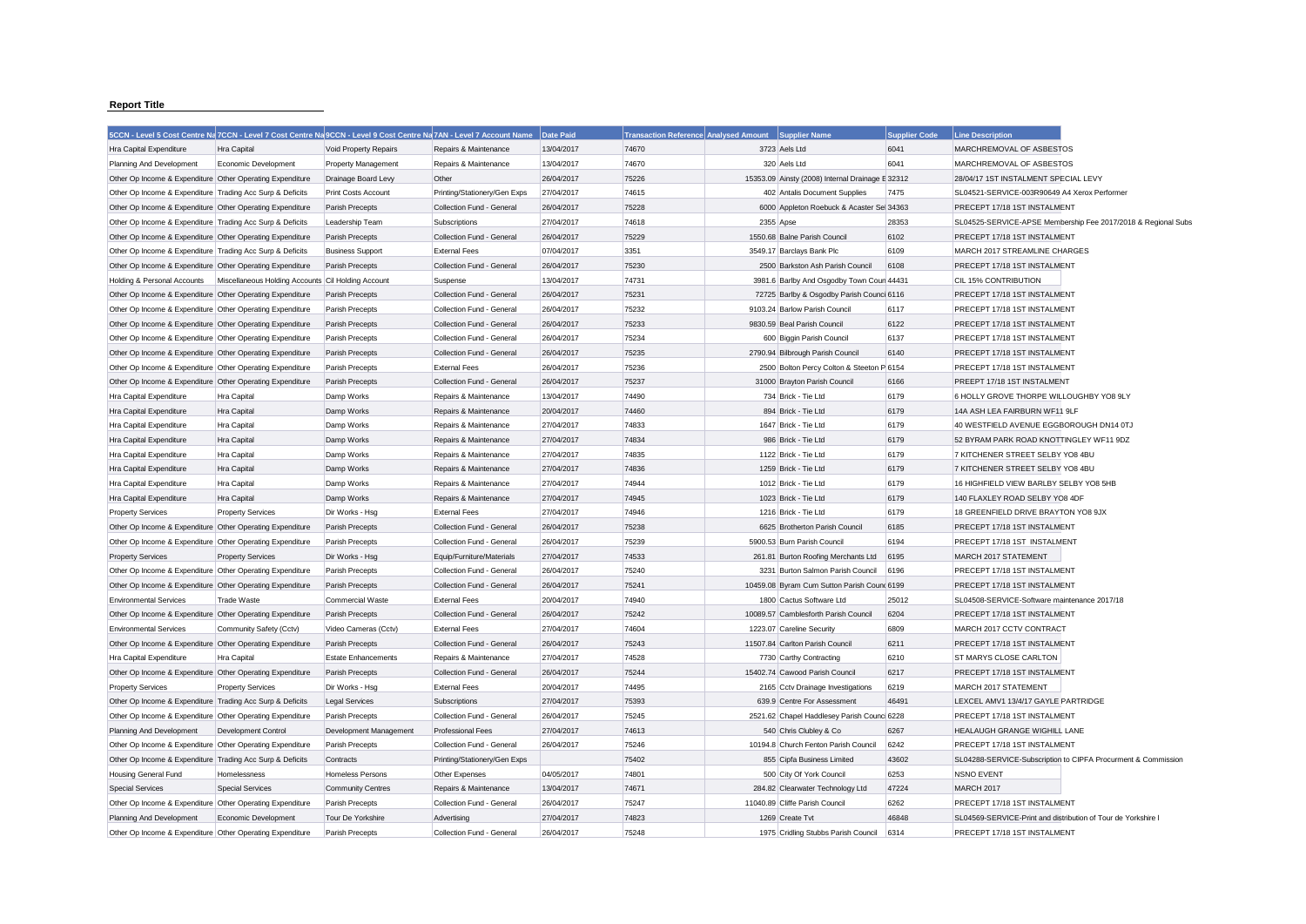**Report Title**

| 5CCN - Level 5 Cost Centre Na | 7CCN - Level 7 Cost Centre Na | 9CCN - Level 9 Cost Centre Na | 7AN - Level 7 Account Name | Date Paid | Transaction Reference | Analysed Amount | Supplier Name | Supplier Code | Line Description |
|---|---|---|---|---|---|---|---|---|---|
| Hra Capital Expenditure | Hra Capital | Void Property Repairs | Repairs & Maintenance | 13/04/2017 | 74670 | 3723 | Aels Ltd | 6041 | MARCHREMOVAL OF ASBESTOS |
| Planning And Development | Economic Development | Property Management | Repairs & Maintenance | 13/04/2017 | 74670 | 320 | Aels Ltd | 6041 | MARCHREMOVAL OF ASBESTOS |
| Other Op Income & Expenditure | Other Operating Expenditure | Drainage Board Levy | Other | 26/04/2017 | 75226 | 15353.09 | Ainsty (2008) Internal Drainage B | 32312 | 28/04/17 1ST INSTALMENT SPECIAL LEVY |
| Other Op Income & Expenditure | Trading Acc Surp & Deficits | Print Costs Account | Printing/Stationery/Gen Exps | 27/04/2017 | 74615 | 402 | Antalis Document Supplies | 7475 | SL04521-SERVICE-003R90649 A4 Xerox Performer |
| Other Op Income & Expenditure | Other Operating Expenditure | Parish Precepts | Collection Fund - General | 26/04/2017 | 75228 | 6000 | Appleton Roebuck & Acaster Sel | 34363 | PRECEPT 17/18 1ST INSTALMENT |
| Other Op Income & Expenditure | Trading Acc Surp & Deficits | Leadership Team | Subscriptions | 27/04/2017 | 74618 | 2355 | Apse | 28353 | SL04525-SERVICE-APSE Membership Fee 2017/2018 & Regional Subs |
| Other Op Income & Expenditure | Other Operating Expenditure | Parish Precepts | Collection Fund - General | 26/04/2017 | 75229 | 1550.68 | Balne Parish Council | 6102 | PRECEPT 17/18 1ST INSTALMENT |
| Other Op Income & Expenditure | Trading Acc Surp & Deficits | Business Support | External Fees | 07/04/2017 | 3351 | 3549.17 | Barclays Bank Plc | 6109 | MARCH 2017 STREAMLINE CHARGES |
| Other Op Income & Expenditure | Other Operating Expenditure | Parish Precepts | Collection Fund - General | 26/04/2017 | 75230 | 2500 | Barkston Ash Parish Council | 6108 | PRECEPT 17/18 1ST INSTALMENT |
| Holding & Personal Accounts | Miscellaneous Holding Accounts | Cil Holding Account | Suspense | 13/04/2017 | 74731 | 3981.6 | Barlby And Osgodby Town Coun | 44431 | CIL 15% CONTRIBUTION |
| Other Op Income & Expenditure | Other Operating Expenditure | Parish Precepts | Collection Fund - General | 26/04/2017 | 75231 | 72725 | Barlby & Osgodby Parish Counci | 6116 | PRECEPT 17/18 1ST INSTALMENT |
| Other Op Income & Expenditure | Other Operating Expenditure | Parish Precepts | Collection Fund - General | 26/04/2017 | 75232 | 9103.24 | Barlow Parish Council | 6117 | PRECEPT 17/18 1ST INSTALMENT |
| Other Op Income & Expenditure | Other Operating Expenditure | Parish Precepts | Collection Fund - General | 26/04/2017 | 75233 | 9830.59 | Beal Parish Council | 6122 | PRECEPT 17/18 1ST INSTALMENT |
| Other Op Income & Expenditure | Other Operating Expenditure | Parish Precepts | Collection Fund - General | 26/04/2017 | 75234 | 600 | Biggin Parish Council | 6137 | PRECEPT 17/18 1ST INSTALMENT |
| Other Op Income & Expenditure | Other Operating Expenditure | Parish Precepts | Collection Fund - General | 26/04/2017 | 75235 | 2790.94 | Bilbrough Parish Council | 6140 | PRECEPT 17/18 1ST INSTALMENT |
| Other Op Income & Expenditure | Other Operating Expenditure | Parish Precepts | External Fees | 26/04/2017 | 75236 | 2500 | Bolton Percy Colton & Steeton P | 6154 | PRECEPT 17/18 1ST INSTALMENT |
| Other Op Income & Expenditure | Other Operating Expenditure | Parish Precepts | Collection Fund - General | 26/04/2017 | 75237 | 31000 | Brayton Parish Council | 6166 | PREEPT 17/18 1ST INSTALMENT |
| Hra Capital Expenditure | Hra Capital | Damp Works | Repairs & Maintenance | 13/04/2017 | 74490 | 734 | Brick - Tie Ltd | 6179 | 6 HOLLY GROVE THORPE WILLOUGHBY YO8 9LY |
| Hra Capital Expenditure | Hra Capital | Damp Works | Repairs & Maintenance | 20/04/2017 | 74460 | 894 | Brick - Tie Ltd | 6179 | 14A ASH LEA FAIRBURN WF11 9LF |
| Hra Capital Expenditure | Hra Capital | Damp Works | Repairs & Maintenance | 27/04/2017 | 74833 | 1647 | Brick - Tie Ltd | 6179 | 40 WESTFIELD AVENUE EGGBOROUGH DN14 0TJ |
| Hra Capital Expenditure | Hra Capital | Damp Works | Repairs & Maintenance | 27/04/2017 | 74834 | 986 | Brick - Tie Ltd | 6179 | 52 BYRAM PARK ROAD KNOTTINGLEY WF11 9DZ |
| Hra Capital Expenditure | Hra Capital | Damp Works | Repairs & Maintenance | 27/04/2017 | 74835 | 1122 | Brick - Tie Ltd | 6179 | 7 KITCHENER STREET SELBY YO8 4BU |
| Hra Capital Expenditure | Hra Capital | Damp Works | Repairs & Maintenance | 27/04/2017 | 74836 | 1259 | Brick - Tie Ltd | 6179 | 7 KITCHENER STREET SELBY YO8 4BU |
| Hra Capital Expenditure | Hra Capital | Damp Works | Repairs & Maintenance | 27/04/2017 | 74944 | 1012 | Brick - Tie Ltd | 6179 | 16 HIGHFIELD VIEW BARLBY SELBY YO8 5HB |
| Hra Capital Expenditure | Hra Capital | Damp Works | Repairs & Maintenance | 27/04/2017 | 74945 | 1023 | Brick - Tie Ltd | 6179 | 140 FLAXLEY ROAD SELBY YO8 4DF |
| Property Services | Property Services | Dir Works - Hsg | External Fees | 27/04/2017 | 74946 | 1216 | Brick - Tie Ltd | 6179 | 18 GREENFIELD DRIVE BRAYTON YO8 9JX |
| Other Op Income & Expenditure | Other Operating Expenditure | Parish Precepts | Collection Fund - General | 26/04/2017 | 75238 | 6625 | Brotherton Parish Council | 6185 | PRECEPT 17/18 1ST INSTALMENT |
| Other Op Income & Expenditure | Other Operating Expenditure | Parish Precepts | Collection Fund - General | 26/04/2017 | 75239 | 5900.53 | Burn Parish Council | 6194 | PRECEPT 17/18 1ST INSTALMENT |
| Property Services | Property Services | Dir Works - Hsg | Equip/Furniture/Materials | 27/04/2017 | 74533 | 261.81 | Burton Roofing Merchants Ltd | 6195 | MARCH 2017 STATEMENT |
| Other Op Income & Expenditure | Other Operating Expenditure | Parish Precepts | Collection Fund - General | 26/04/2017 | 75240 | 3231 | Burton Salmon Parish Council | 6196 | PRECEPT 17/18 1ST INSTALMENT |
| Other Op Income & Expenditure | Other Operating Expenditure | Parish Precepts | Collection Fund - General | 26/04/2017 | 75241 | 10459.08 | Byram Cum Sutton Parish Counc | 6199 | PRECEPT 17/18 1ST INSTALMENT |
| Environmental Services | Trade Waste | Commercial Waste | External Fees | 20/04/2017 | 74940 | 1800 | Cactus Software Ltd | 25012 | SL04508-SERVICE-Software maintenance 2017/18 |
| Other Op Income & Expenditure | Other Operating Expenditure | Parish Precepts | Collection Fund - General | 26/04/2017 | 75242 | 10089.57 | Camblesforth Parish Council | 6204 | PRECEPT 17/18 1ST INSTALMENT |
| Environmental Services | Community Safety (Cctv) | Video Cameras (Cctv) | External Fees | 27/04/2017 | 74604 | 1223.07 | Careline Security | 6809 | MARCH 2017 CCTV CONTRACT |
| Other Op Income & Expenditure | Other Operating Expenditure | Parish Precepts | Collection Fund - General | 26/04/2017 | 75243 | 11507.84 | Carlton Parish Council | 6211 | PRECEPT 17/18 1ST INSTALMENT |
| Hra Capital Expenditure | Hra Capital | Estate Enhancements | Repairs & Maintenance | 27/04/2017 | 74528 | 7730 | Carthy Contracting | 6210 | ST MARYS CLOSE CARLTON |
| Other Op Income & Expenditure | Other Operating Expenditure | Parish Precepts | Collection Fund - General | 26/04/2017 | 75244 | 15402.74 | Cawood Parish Council | 6217 | PRECEPT 17/18 1ST INSTALMENT |
| Property Services | Property Services | Dir Works - Hsg | External Fees | 20/04/2017 | 74495 | 2165 | Cctv Drainage Investigations | 6219 | MARCH 2017 STATEMENT |
| Other Op Income & Expenditure | Trading Acc Surp & Deficits | Legal Services | Subscriptions | 27/04/2017 | 75393 | 639.9 | Centre For Assessment | 46491 | LEXCEL AMV1 13/4/17 GAYLE PARTRIDGE |
| Other Op Income & Expenditure | Other Operating Expenditure | Parish Precepts | Collection Fund - General | 26/04/2017 | 75245 | 2521.62 | Chapel Haddlesey Parish Counci | 6228 | PRECEPT 17/18 1ST INSTALMENT |
| Planning And Development | Development Control | Development Management | Professional Fees | 27/04/2017 | 74613 | 540 | Chris Clubley & Co | 6267 | HEALAUGH GRANGE WIGHILL LANE |
| Other Op Income & Expenditure | Other Operating Expenditure | Parish Precepts | Collection Fund - General | 26/04/2017 | 75246 | 10194.8 | Church Fenton Parish Council | 6242 | PRECEPT 17/18 1ST INSTALMENT |
| Other Op Income & Expenditure | Trading Acc Surp & Deficits | Contracts | Printing/Stationery/Gen Exps | | 75402 | 855 | Cipfa Business Limited | 43602 | SL04288-SERVICE-Subscription to CIPFA Procurment & Commission |
| Housing General Fund | Homelessness | Homeless Persons | Other Expenses | 04/05/2017 | 74801 | 500 | City Of York Council | 6253 | NSNO EVENT |
| Special Services | Special Services | Community Centres | Repairs & Maintenance | 13/04/2017 | 74671 | 284.82 | Clearwater Technology Ltd | 47224 | MARCH 2017 |
| Other Op Income & Expenditure | Other Operating Expenditure | Parish Precepts | Collection Fund - General | 26/04/2017 | 75247 | 11040.89 | Cliffe Parish Council | 6262 | PRECEPT 17/18 1ST INSTALMENT |
| Planning And Development | Economic Development | Tour De Yorkshire | Advertising | 27/04/2017 | 74823 | 1269 | Create Tvt | 46848 | SL04569-SERVICE-Print and distribution of Tour de Yorkshire l |
| Other Op Income & Expenditure | Other Operating Expenditure | Parish Precepts | Collection Fund - General | 26/04/2017 | 75248 | 1975 | Cridling Stubbs Parish Council | 6314 | PRECEPT 17/18 1ST INSTALMENT |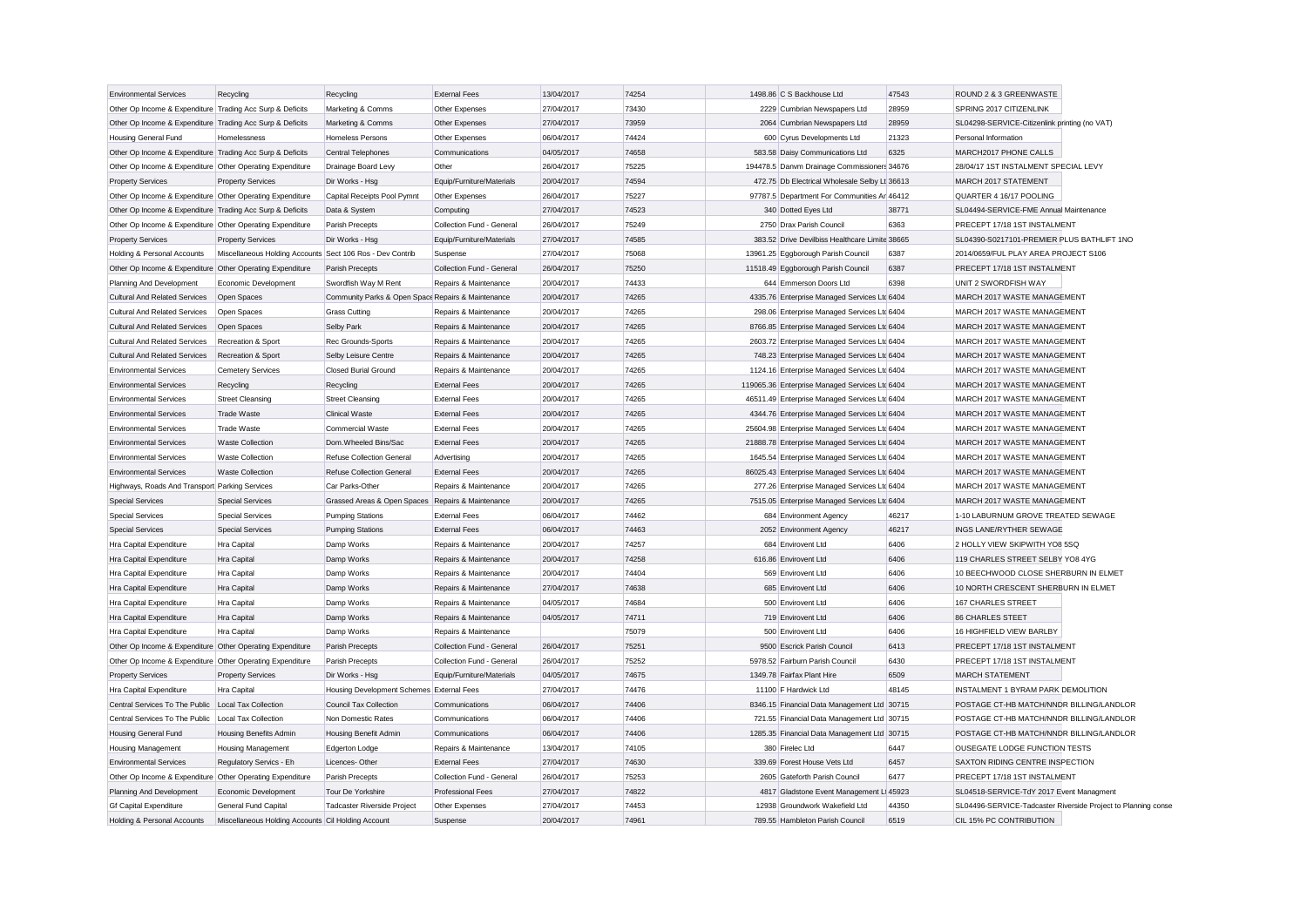| | | | | | | | | | |
|---|---|---|---|---|---|---|---|---|---|
| Environmental Services | Recycling | Recycling | External Fees | 13/04/2017 | 74254 | 1498.86 | C S Backhouse Ltd | 47543 | ROUND 2 & 3 GREENWASTE |
| Other Op Income & Expenditure | Trading Acc Surp & Deficits | Marketing & Comms | Other Expenses | 27/04/2017 | 73430 | 2229 | Cumbrian Newspapers Ltd | 28959 | SPRING 2017 CITIZENLINK |
| Other Op Income & Expenditure | Trading Acc Surp & Deficits | Marketing & Comms | Other Expenses | 27/04/2017 | 73959 | 2064 | Cumbrian Newspapers Ltd | 28959 | SL04298-SERVICE-Citizenlink printing (no VAT) |
| Housing General Fund | Homelessness | Homeless Persons | Other Expenses | 06/04/2017 | 74424 | 600 | Cyrus Developments Ltd | 21323 | Personal Information |
| Other Op Income & Expenditure | Trading Acc Surp & Deficits | Central Telephones | Communications | 04/05/2017 | 74658 | 583.58 | Daisy Communications Ltd | 6325 | MARCH2017 PHONE CALLS |
| Other Op Income & Expenditure | Other Operating Expenditure | Drainage Board Levy | Other | 26/04/2017 | 75225 | 194478.5 | Danvm Drainage Commissioners | 34676 | 28/04/17 1ST INSTALMENT SPECIAL LEVY |
| Property Services | Property Services | Dir Works - Hsg | Equip/Furniture/Materials | 20/04/2017 | 74594 | 472.75 | Db Electrical Wholesale Selby Lt | 36613 | MARCH 2017 STATEMENT |
| Other Op Income & Expenditure | Other Operating Expenditure | Capital Receipts Pool Pymnt | Other Expenses | 26/04/2017 | 75227 | 97787.5 | Department For Communities Ar | 46412 | QUARTER 4 16/17 POOLING |
| Other Op Income & Expenditure | Trading Acc Surp & Deficits | Data & System | Computing | 27/04/2017 | 74523 | 340 | Dotted Eyes Ltd | 38771 | SL04494-SERVICE-FME Annual Maintenance |
| Other Op Income & Expenditure | Other Operating Expenditure | Parish Precepts | Collection Fund - General | 26/04/2017 | 75249 | 2750 | Drax Parish Council | 6363 | PRECEPT 17/18 1ST INSTALMENT |
| Property Services | Property Services | Dir Works - Hsg | Equip/Furniture/Materials | 27/04/2017 | 74585 | 383.52 | Drive Devilbiss Healthcare Limite | 38665 | SL04390-S0217101-PREMIER PLUS BATHLIFT 1NO |
| Holding & Personal Accounts | Miscellaneous Holding Accounts | Sect 106 Ros - Dev Contrib | Suspense | 27/04/2017 | 75068 | 13961.25 | Eggborough Parish Council | 6387 | 2014/0659/FUL PLAY AREA PROJECT S106 |
| Other Op Income & Expenditure | Other Operating Expenditure | Parish Precepts | Collection Fund - General | 26/04/2017 | 75250 | 11518.49 | Eggborough Parish Council | 6387 | PRECEPT 17/18 1ST INSTALMENT |
| Planning And Development | Economic Development | Swordfish Way M Rent | Repairs & Maintenance | 20/04/2017 | 74433 | 644 | Emmerson Doors Ltd | 6398 | UNIT 2 SWORDFISH WAY |
| Cultural And Related Services | Open Spaces | Community Parks & Open Space | Repairs & Maintenance | 20/04/2017 | 74265 | 4335.76 | Enterprise Managed Services Ltd | 6404 | MARCH 2017 WASTE MANAGEMENT |
| Cultural And Related Services | Open Spaces | Grass Cutting | Repairs & Maintenance | 20/04/2017 | 74265 | 298.06 | Enterprise Managed Services Ltd | 6404 | MARCH 2017 WASTE MANAGEMENT |
| Cultural And Related Services | Open Spaces | Selby Park | Repairs & Maintenance | 20/04/2017 | 74265 | 8766.85 | Enterprise Managed Services Ltd | 6404 | MARCH 2017 WASTE MANAGEMENT |
| Cultural And Related Services | Recreation & Sport | Rec Grounds-Sports | Repairs & Maintenance | 20/04/2017 | 74265 | 2603.72 | Enterprise Managed Services Ltd | 6404 | MARCH 2017 WASTE MANAGEMENT |
| Cultural And Related Services | Recreation & Sport | Selby Leisure Centre | Repairs & Maintenance | 20/04/2017 | 74265 | 748.23 | Enterprise Managed Services Ltd | 6404 | MARCH 2017 WASTE MANAGEMENT |
| Environmental Services | Cemetery Services | Closed Burial Ground | Repairs & Maintenance | 20/04/2017 | 74265 | 1124.16 | Enterprise Managed Services Ltd | 6404 | MARCH 2017 WASTE MANAGEMENT |
| Environmental Services | Recycling | Recycling | External Fees | 20/04/2017 | 74265 | 119065.36 | Enterprise Managed Services Ltd | 6404 | MARCH 2017 WASTE MANAGEMENT |
| Environmental Services | Street Cleansing | Street Cleansing | External Fees | 20/04/2017 | 74265 | 46511.49 | Enterprise Managed Services Ltd | 6404 | MARCH 2017 WASTE MANAGEMENT |
| Environmental Services | Trade Waste | Clinical Waste | External Fees | 20/04/2017 | 74265 | 4344.76 | Enterprise Managed Services Ltd | 6404 | MARCH 2017 WASTE MANAGEMENT |
| Environmental Services | Trade Waste | Commercial Waste | External Fees | 20/04/2017 | 74265 | 25604.98 | Enterprise Managed Services Ltd | 6404 | MARCH 2017 WASTE MANAGEMENT |
| Environmental Services | Waste Collection | Dom.Wheeled Bins/Sac | External Fees | 20/04/2017 | 74265 | 21888.78 | Enterprise Managed Services Ltd | 6404 | MARCH 2017 WASTE MANAGEMENT |
| Environmental Services | Waste Collection | Refuse Collection General | Advertising | 20/04/2017 | 74265 | 1645.54 | Enterprise Managed Services Ltd | 6404 | MARCH 2017 WASTE MANAGEMENT |
| Environmental Services | Waste Collection | Refuse Collection General | External Fees | 20/04/2017 | 74265 | 86025.43 | Enterprise Managed Services Ltd | 6404 | MARCH 2017 WASTE MANAGEMENT |
| Highways, Roads And Transport | Parking Services | Car Parks-Other | Repairs & Maintenance | 20/04/2017 | 74265 | 277.26 | Enterprise Managed Services Ltd | 6404 | MARCH 2017 WASTE MANAGEMENT |
| Special Services | Special Services | Grassed Areas & Open Spaces | Repairs & Maintenance | 20/04/2017 | 74265 | 7515.05 | Enterprise Managed Services Ltd | 6404 | MARCH 2017 WASTE MANAGEMENT |
| Special Services | Special Services | Pumping Stations | External Fees | 06/04/2017 | 74462 | 684 | Environment Agency | 46217 | 1-10 LABURNUM GROVE TREATED SEWAGE |
| Special Services | Special Services | Pumping Stations | External Fees | 06/04/2017 | 74463 | 2052 | Environment Agency | 46217 | INGS LANE/RYTHER SEWAGE |
| Hra Capital Expenditure | Hra Capital | Damp Works | Repairs & Maintenance | 20/04/2017 | 74257 | 684 | Envirovent Ltd | 6406 | 2 HOLLY VIEW SKIPWITH YO8 5SQ |
| Hra Capital Expenditure | Hra Capital | Damp Works | Repairs & Maintenance | 20/04/2017 | 74258 | 616.86 | Envirovent Ltd | 6406 | 119 CHARLES STREET SELBY YO8 4YG |
| Hra Capital Expenditure | Hra Capital | Damp Works | Repairs & Maintenance | 20/04/2017 | 74404 | 569 | Envirovent Ltd | 6406 | 10 BEECHWOOD CLOSE SHERBURN IN ELMET |
| Hra Capital Expenditure | Hra Capital | Damp Works | Repairs & Maintenance | 27/04/2017 | 74638 | 685 | Envirovent Ltd | 6406 | 10 NORTH CRESCENT SHERBURN IN ELMET |
| Hra Capital Expenditure | Hra Capital | Damp Works | Repairs & Maintenance | 04/05/2017 | 74684 | 500 | Envirovent Ltd | 6406 | 167 CHARLES STREET |
| Hra Capital Expenditure | Hra Capital | Damp Works | Repairs & Maintenance | 04/05/2017 | 74711 | 719 | Envirovent Ltd | 6406 | 86 CHARLES STEET |
| Hra Capital Expenditure | Hra Capital | Damp Works | Repairs & Maintenance | | 75079 | 500 | Envirovent Ltd | 6406 | 16 HIGHFIELD VIEW BARLBY |
| Other Op Income & Expenditure | Other Operating Expenditure | Parish Precepts | Collection Fund - General | 26/04/2017 | 75251 | 9500 | Escrick Parish Council | 6413 | PRECEPT 17/18 1ST INSTALMENT |
| Other Op Income & Expenditure | Other Operating Expenditure | Parish Precepts | Collection Fund - General | 26/04/2017 | 75252 | 5978.52 | Fairburn Parish Council | 6430 | PRECEPT 17/18 1ST INSTALMENT |
| Property Services | Property Services | Dir Works - Hsg | Equip/Furniture/Materials | 04/05/2017 | 74675 | 1349.78 | Fairfax Plant Hire | 6509 | MARCH STATEMENT |
| Hra Capital Expenditure | Hra Capital | Housing Development Schemes | External Fees | 27/04/2017 | 74476 | 11100 | F Hardwick Ltd | 48145 | INSTALMENT 1 BYRAM PARK DEMOLITION |
| Central Services To The Public | Local Tax Collection | Council Tax Collection | Communications | 06/04/2017 | 74406 | 8346.15 | Financial Data Management Ltd | 30715 | POSTAGE CT-HB MATCH/NNDR BILLING/LANDLOR |
| Central Services To The Public | Local Tax Collection | Non Domestic Rates | Communications | 06/04/2017 | 74406 | 721.55 | Financial Data Management Ltd | 30715 | POSTAGE CT-HB MATCH/NNDR BILLING/LANDLOR |
| Housing General Fund | Housing Benefits Admin | Housing Benefit Admin | Communications | 06/04/2017 | 74406 | 1285.35 | Financial Data Management Ltd | 30715 | POSTAGE CT-HB MATCH/NNDR BILLING/LANDLOR |
| Housing Management | Housing Management | Edgerton Lodge | Repairs & Maintenance | 13/04/2017 | 74105 | 380 | Firelec Ltd | 6447 | OUSEGATE LODGE FUNCTION TESTS |
| Environmental Services | Regulatory Servics - Eh | Licences- Other | External Fees | 27/04/2017 | 74630 | 339.69 | Forest House Vets Ltd | 6457 | SAXTON RIDING CENTRE INSPECTION |
| Other Op Income & Expenditure | Other Operating Expenditure | Parish Precepts | Collection Fund - General | 26/04/2017 | 75253 | 2605 | Gateforth Parish Council | 6477 | PRECEPT 17/18 1ST INSTALMENT |
| Planning And Development | Economic Development | Tour De Yorkshire | Professional Fees | 27/04/2017 | 74822 | 4817 | Gladstone Event Management L | 45923 | SL04518-SERVICE-TdY 2017 Event Managment |
| Gf Capital Expenditure | General Fund Capital | Tadcaster Riverside Project | Other Expenses | 27/04/2017 | 74453 | 12938 | Groundwork Wakefield Ltd | 44350 | SL04496-SERVICE-Tadcaster Riverside Project to Planning conse |
| Holding & Personal Accounts | Miscellaneous Holding Accounts | Cil Holding Account | Suspense | 20/04/2017 | 74961 | 789.55 | Hambleton Parish Council | 6519 | CIL 15% PC CONTRIBUTION |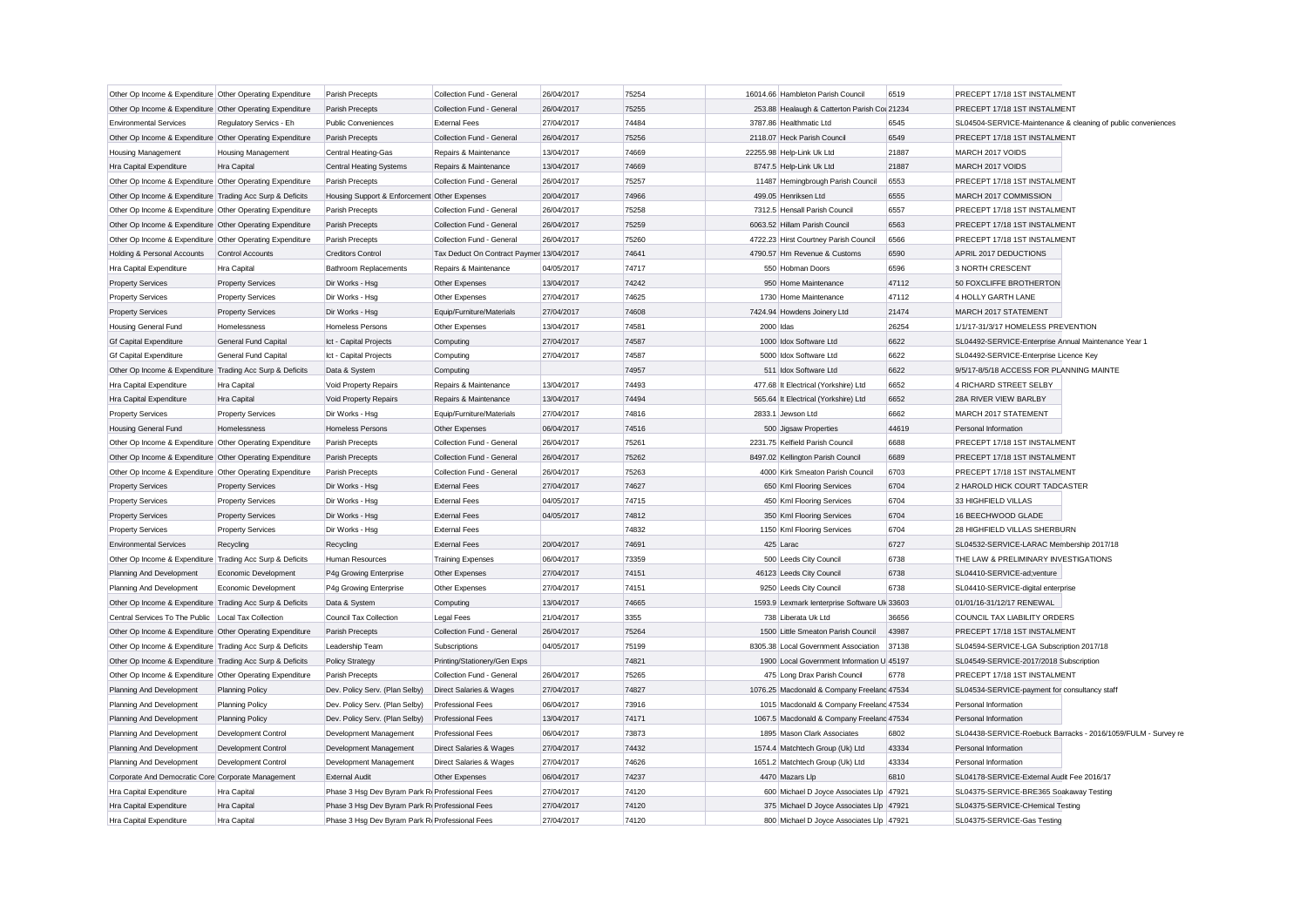| | | | | | | | | | |
|---|---|---|---|---|---|---|---|---|---|
| Other Op Income & Expenditure | Other Operating Expenditure | Parish Precepts | Collection Fund - General | 26/04/2017 | 75254 | 16014.66 | Hambleton Parish Council | 6519 | PRECEPT 17/18 1ST INSTALMENT |
| Other Op Income & Expenditure | Other Operating Expenditure | Parish Precepts | Collection Fund - General | 26/04/2017 | 75255 | 253.88 | Healaugh & Catterton Parish Cou | 21234 | PRECEPT 17/18 1ST INSTALMENT |
| Environmental Services | Regulatory Servics - Eh | Public Conveniences | External Fees | 27/04/2017 | 74484 | 3787.86 | Healthmatic Ltd | 6545 | SL04504-SERVICE-Maintenance & cleaning of public conveniences |
| Other Op Income & Expenditure | Other Operating Expenditure | Parish Precepts | Collection Fund - General | 26/04/2017 | 75256 | 2118.07 | Heck Parish Council | 6549 | PRECEPT 17/18 1ST INSTALMENT |
| Housing Management | Housing Management | Central Heating-Gas | Repairs & Maintenance | 13/04/2017 | 74669 | 22255.98 | Help-Link Uk Ltd | 21887 | MARCH 2017 VOIDS |
| Hra Capital Expenditure | Hra Capital | Central Heating Systems | Repairs & Maintenance | 13/04/2017 | 74669 | 8747.5 | Help-Link Uk Ltd | 21887 | MARCH 2017 VOIDS |
| Other Op Income & Expenditure | Other Operating Expenditure | Parish Precepts | Collection Fund - General | 26/04/2017 | 75257 | 11487 | Hemingbrough Parish Council | 6553 | PRECEPT 17/18 1ST INSTALMENT |
| Other Op Income & Expenditure | Trading Acc Surp & Deficits | Housing Support & Enforcement | Other Expenses | 20/04/2017 | 74966 | 499.05 | Henriksen Ltd | 6555 | MARCH 2017 COMMISSION |
| Other Op Income & Expenditure | Other Operating Expenditure | Parish Precepts | Collection Fund - General | 26/04/2017 | 75258 | 7312.5 | Hensall Parish Council | 6557 | PRECEPT 17/18 1ST INSTALMENT |
| Other Op Income & Expenditure | Other Operating Expenditure | Parish Precepts | Collection Fund - General | 26/04/2017 | 75259 | 6063.52 | Hillam Parish Council | 6563 | PRECEPT 17/18 1ST INSTALMENT |
| Other Op Income & Expenditure | Other Operating Expenditure | Parish Precepts | Collection Fund - General | 26/04/2017 | 75260 | 4722.23 | Hirst Courtney Parish Council | 6566 | PRECEPT 17/18 1ST INSTALMENT |
| Holding & Personal Accounts | Control Accounts | Creditors Control | Tax Deduct On Contract Paymer | 13/04/2017 | 74641 | 4790.57 | Hm Revenue & Customs | 6590 | APRIL 2017 DEDUCTIONS |
| Hra Capital Expenditure | Hra Capital | Bathroom Replacements | Repairs & Maintenance | 04/05/2017 | 74717 | 550 | Hobman Doors | 6596 | 3 NORTH CRESCENT |
| Property Services | Property Services | Dir Works - Hsg | Other Expenses | 13/04/2017 | 74242 | 950 | Home Maintenance | 47112 | 50 FOXCLIFFE BROTHERTON |
| Property Services | Property Services | Dir Works - Hsg | Other Expenses | 27/04/2017 | 74625 | 1730 | Home Maintenance | 47112 | 4 HOLLY GARTH LANE |
| Property Services | Property Services | Dir Works - Hsg | Equip/Furniture/Materials | 27/04/2017 | 74608 | 7424.94 | Howdens Joinery Ltd | 21474 | MARCH 2017 STATEMENT |
| Housing General Fund | Homelessness | Homeless Persons | Other Expenses | 13/04/2017 | 74581 | 2000 | Idas | 26254 | 1/1/17-31/3/17 HOMELESS PREVENTION |
| Gf Capital Expenditure | General Fund Capital | Ict - Capital Projects | Computing | 27/04/2017 | 74587 | 1000 | Idox Software Ltd | 6622 | SL04492-SERVICE-Enterprise Annual Maintenance Year 1 |
| Gf Capital Expenditure | General Fund Capital | Ict - Capital Projects | Computing | 27/04/2017 | 74587 | 5000 | Idox Software Ltd | 6622 | SL04492-SERVICE-Enterprise Licence Key |
| Other Op Income & Expenditure | Trading Acc Surp & Deficits | Data & System | Computing | | 74957 | 511 | Idox Software Ltd | 6622 | 9/5/17-8/5/18 ACCESS FOR PLANNING MAINTE |
| Hra Capital Expenditure | Hra Capital | Void Property Repairs | Repairs & Maintenance | 13/04/2017 | 74493 | 477.68 | It Electrical (Yorkshire) Ltd | 6652 | 4 RICHARD STREET SELBY |
| Hra Capital Expenditure | Hra Capital | Void Property Repairs | Repairs & Maintenance | 13/04/2017 | 74494 | 565.64 | It Electrical (Yorkshire) Ltd | 6652 | 28A RIVER VIEW BARLBY |
| Property Services | Property Services | Dir Works - Hsg | Equip/Furniture/Materials | 27/04/2017 | 74816 | 2833.1 | Jewson Ltd | 6662 | MARCH 2017 STATEMENT |
| Housing General Fund | Homelessness | Homeless Persons | Other Expenses | 06/04/2017 | 74516 | 500 | Jigsaw Properties | 44619 | Personal Information |
| Other Op Income & Expenditure | Other Operating Expenditure | Parish Precepts | Collection Fund - General | 26/04/2017 | 75261 | 2231.75 | Kelfield Parish Council | 6688 | PRECEPT 17/18 1ST INSTALMENT |
| Other Op Income & Expenditure | Other Operating Expenditure | Parish Precepts | Collection Fund - General | 26/04/2017 | 75262 | 8497.02 | Kellington Parish Council | 6689 | PRECEPT 17/18 1ST INSTALMENT |
| Other Op Income & Expenditure | Other Operating Expenditure | Parish Precepts | Collection Fund - General | 26/04/2017 | 75263 | 4000 | Kirk Smeaton Parish Council | 6703 | PRECEPT 17/18 1ST INSTALMENT |
| Property Services | Property Services | Dir Works - Hsg | External Fees | 27/04/2017 | 74627 | 650 | Kml Flooring Services | 6704 | 2 HAROLD HICK COURT TADCASTER |
| Property Services | Property Services | Dir Works - Hsg | External Fees | 04/05/2017 | 74715 | 450 | Kml Flooring Services | 6704 | 33 HIGHFIELD VILLAS |
| Property Services | Property Services | Dir Works - Hsg | External Fees | 04/05/2017 | 74812 | 350 | Kml Flooring Services | 6704 | 16 BEECHWOOD GLADE |
| Property Services | Property Services | Dir Works - Hsg | External Fees | | 74832 | 1150 | Kml Flooring Services | 6704 | 28 HIGHFIELD VILLAS SHERBURN |
| Environmental Services | Recycling | Recycling | External Fees | 20/04/2017 | 74691 | 425 | Larac | 6727 | SL04532-SERVICE-LARAC Membership 2017/18 |
| Other Op Income & Expenditure | Trading Acc Surp & Deficits | Human Resources | Training Expenses | 06/04/2017 | 73359 | 500 | Leeds City Council | 6738 | THE LAW & PRELIMINARY INVESTIGATIONS |
| Planning And Development | Economic Development | P4g Growing Enterprise | Other Expenses | 27/04/2017 | 74151 | 46123 | Leeds City Council | 6738 | SL04410-SERVICE-ad;venture |
| Planning And Development | Economic Development | P4g Growing Enterprise | Other Expenses | 27/04/2017 | 74151 | 9250 | Leeds City Council | 6738 | SL04410-SERVICE-digital enterprise |
| Other Op Income & Expenditure | Trading Acc Surp & Deficits | Data & System | Computing | 13/04/2017 | 74665 | 1593.9 | Lexmark Ienterprise Software Uk | 33603 | 01/01/16-31/12/17 RENEWAL |
| Central Services To The Public | Local Tax Collection | Council Tax Collection | Legal Fees | 21/04/2017 | 3355 | 738 | Liberata Uk Ltd | 36656 | COUNCIL TAX LIABILITY ORDERS |
| Other Op Income & Expenditure | Other Operating Expenditure | Parish Precepts | Collection Fund - General | 26/04/2017 | 75264 | 1500 | Little Smeaton Parish Council | 43987 | PRECEPT 17/18 1ST INSTALMENT |
| Other Op Income & Expenditure | Trading Acc Surp & Deficits | Leadership Team | Subscriptions | 04/05/2017 | 75199 | 8305.38 | Local Government Association | 37138 | SL04594-SERVICE-LGA Subscription 2017/18 |
| Other Op Income & Expenditure | Trading Acc Surp & Deficits | Policy Strategy | Printing/Stationery/Gen Exps | | 74821 | 1900 | Local Government Information U | 45197 | SL04549-SERVICE-2017/2018 Subscription |
| Other Op Income & Expenditure | Other Operating Expenditure | Parish Precepts | Collection Fund - General | 26/04/2017 | 75265 | 475 | Long Drax Parish Council | 6778 | PRECEPT 17/18 1ST INSTALMENT |
| Planning And Development | Planning Policy | Dev. Policy Serv. (Plan Selby) | Direct Salaries & Wages | 27/04/2017 | 74827 | 1076.25 | Macdonald & Company Freelanc | 47534 | SL04534-SERVICE-payment for consultancy staff |
| Planning And Development | Planning Policy | Dev. Policy Serv. (Plan Selby) | Professional Fees | 06/04/2017 | 73916 | 1015 | Macdonald & Company Freelanc | 47534 | Personal Information |
| Planning And Development | Planning Policy | Dev. Policy Serv. (Plan Selby) | Professional Fees | 13/04/2017 | 74171 | 1067.5 | Macdonald & Company Freelanc | 47534 | Personal Information |
| Planning And Development | Development Control | Development Management | Professional Fees | 06/04/2017 | 73873 | 1895 | Mason Clark Associates | 6802 | SL04438-SERVICE-Roebuck Barracks - 2016/1059/FULM - Survey re |
| Planning And Development | Development Control | Development Management | Direct Salaries & Wages | 27/04/2017 | 74432 | 1574.4 | Matchtech Group (Uk) Ltd | 43334 | Personal Information |
| Planning And Development | Development Control | Development Management | Direct Salaries & Wages | 27/04/2017 | 74626 | 1651.2 | Matchtech Group (Uk) Ltd | 43334 | Personal Information |
| Corporate And Democratic Core | Corporate Management | External Audit | Other Expenses | 06/04/2017 | 74237 | 4470 | Mazars Llp | 6810 | SL04178-SERVICE-External Audit Fee 2016/17 |
| Hra Capital Expenditure | Hra Capital | Phase 3 Hsg Dev Byram Park Ro | Professional Fees | 27/04/2017 | 74120 | 600 | Michael D Joyce Associates Llp | 47921 | SL04375-SERVICE-BRE365 Soakaway Testing |
| Hra Capital Expenditure | Hra Capital | Phase 3 Hsg Dev Byram Park Ro | Professional Fees | 27/04/2017 | 74120 | 375 | Michael D Joyce Associates Llp | 47921 | SL04375-SERVICE-CHemical Testing |
| Hra Capital Expenditure | Hra Capital | Phase 3 Hsg Dev Byram Park Ro | Professional Fees | 27/04/2017 | 74120 | 800 | Michael D Joyce Associates Llp | 47921 | SL04375-SERVICE-Gas Testing |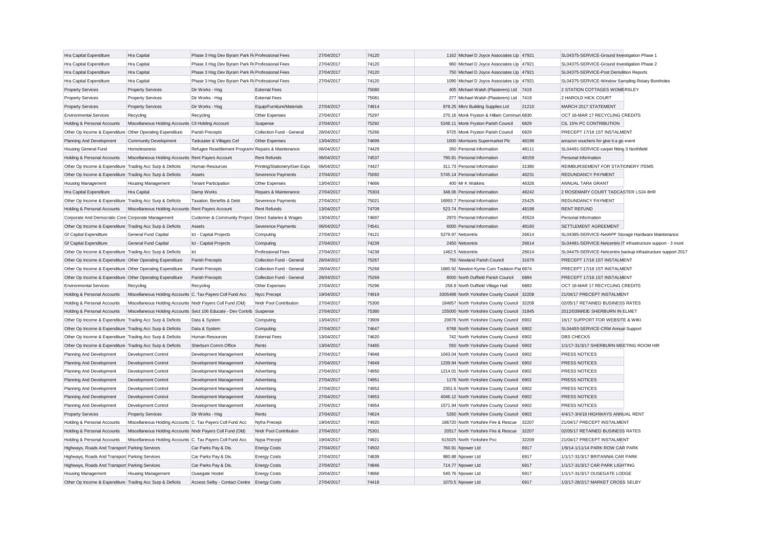| | | | | | | | | | |
|---|---|---|---|---|---|---|---|---|---|
| Hra Capital Expenditure | Hra Capital | Phase 3 Hsg Dev Byram Park Ro | Professional Fees | 27/04/2017 | 74120 | 1162 | Michael D Joyce Associates Llp | 47921 | SL04375-SERVICE-Ground Investigation Phase 1 |
| Hra Capital Expenditure | Hra Capital | Phase 3 Hsg Dev Byram Park Ro | Professional Fees | 27/04/2017 | 74120 | 960 | Michael D Joyce Associates Llp | 47921 | SL04375-SERVICE-Ground Investigation Phase 2 |
| Hra Capital Expenditure | Hra Capital | Phase 3 Hsg Dev Byram Park Ro | Professional Fees | 27/04/2017 | 74120 | 750 | Michael D Joyce Associates Llp | 47921 | SL04375-SERVICE-Post Demolition Reports |
| Hra Capital Expenditure | Hra Capital | Phase 3 Hsg Dev Byram Park Ro | Professional Fees | 27/04/2017 | 74120 | 1090 | Michael D Joyce Associates Llp | 47921 | SL04375-SERVICE-Window Sampling Rotary Boreholes |
| Property Services | Property Services | Dir Works - Hsg | External Fees | | 75080 | 405 | Michael Walsh (Plasterers) Ltd | 7419 | 2 STATION COTTAGES WOMERSLEY |
| Property Services | Property Services | Dir Works - Hsg | External Fees | | 75081 | 277 | Michael Walsh (Plasterers) Ltd | 7419 | 2 HAROLD HICK COURT |
| Property Services | Property Services | Dir Works - Hsg | Equip/Furniture/Materials | 27/04/2017 | 74814 | 878.25 | Mkm Building Supplies Ltd | 21210 | MARCH 2017 STATEMENT |
| Environmental Services | Recycling | Recycling | Other Expenses | 27/04/2017 | 75297 | 270.16 | Monk Fryston & Hillam Commun | 6830 | OCT 16-MAR 17 RECYCLING CREDITS |
| Holding & Personal Accounts | Miscellaneous Holding Accounts | Cil Holding Account | Suspense | 27/04/2017 | 75292 | 5248.11 | Monk Fryston Parish Council | 6829 | CIL 15% PC CONTRIBUTION |
| Other Op Income & Expenditure | Other Operating Expenditure | Parish Precepts | Collection Fund - General | 26/04/2017 | 75266 | 9725 | Monk Fryston Parish Council | 6829 | PRECEPT 17/18 1ST INSTALMENT |
| Planning And Development | Community Development | Tadcaster & Villages Cef | Other Expenses | 13/04/2017 | 74699 | 1000 | Morrisons Supermarket Plc | 48196 | amazon vouchers for give it a go event |
| Housing General Fund | Homelessness | Refugee Resettlement Programr | Repairs & Maintenance | 06/04/2017 | 74429 | 260 | Personal Information | 48111 | SL04491-SERVICE-carpet fitting 3 Northfield |
| Holding & Personal Accounts | Miscellaneous Holding Accounts | Rent Payers Account | Rent Refunds | 06/04/2017 | 74537 | 790.81 | Personal Information | 48159 | Personal Information |
| Other Op Income & Expenditure | Trading Acc Surp & Deficits | Human Resources | Printing/Stationery/Gen Exps | 06/04/2017 | 74427 | 311.73 | Personal Information | 31380 | REIMBURSEMENT FOR STATIONERY ITEMS |
| Other Op Income & Expenditure | Trading Acc Surp & Deficits | Assets | Severence Payments | 27/04/2017 | 75092 | 5745.14 | Personal Information | 48231 | REDUNDANCY PAYMENT |
| Housing Management | Housing Management | Tenant Participation | Other Expenses | 13/04/2017 | 74666 | 400 | Mr K Watkins | 46326 | ANNUAL TARA GRANT |
| Hra Capital Expenditure | Hra Capital | Damp Works | Repairs & Maintenance | 27/04/2017 | 75303 | 348.06 | Personal Information | 48242 | 2 ROSEMARY COURT TADCASTER LS24 8HR |
| Other Op Income & Expenditure | Trading Acc Surp & Deficits | Taxation, Benefits & Debt | Severence Payments | 27/04/2017 | 75021 | 16993.7 | Personal Information | 25425 | REDUNDANCY PAYMENT |
| Holding & Personal Accounts | Miscellaneous Holding Accounts | Rent Payers Account | Rent Refunds | 13/04/2017 | 74709 | 523.74 | Personal Information | 48198 | RENT REFUND |
| Corporate And Democratic Core | Corporate Management | Customer & Community Project | Direct Salaries & Wages | 13/04/2017 | 74697 | 2970 | Personal Information | 45524 | Personal Information |
| Other Op Income & Expenditure | Trading Acc Surp & Deficits | Assets | Severence Payments | 06/04/2017 | 74541 | 6000 | Personal Information | 48160 | SETTLEMENT AGREEMENT |
| Gf Capital Expenditure | General Fund Capital | Ict - Capital Projects | Computing | 27/04/2017 | 74121 | 5279.97 | Netcentrix | 26614 | SL04385-SERVICE-NetAPP Storage Hardware Maintenance |
| Gf Capital Expenditure | General Fund Capital | Ict - Capital Projects | Computing | 27/04/2017 | 74239 | 2450 | Netcentrix | 26614 | SL04481-SERVICE-Netcentrix IT infrastructure support - 3 mont |
| Other Op Income & Expenditure | Trading Acc Surp & Deficits | Ict | Professional Fees | 27/04/2017 | 74238 | 1462.5 | Netcentrix | 26614 | SL04475-SERVICE-Netcentrix backup infrastructure support 2017 |
| Other Op Income & Expenditure | Other Operating Expenditure | Parish Precepts | Collection Fund - General | 26/04/2017 | 75267 | 750 | Newland Parish Council | 31679 | PRECEPT 17/18 1ST INSTALMENT |
| Other Op Income & Expenditure | Other Operating Expenditure | Parish Precepts | Collection Fund - General | 26/04/2017 | 75268 | 1680.92 | Newton Kyme Cum Toulston Par | 6874 | PRECEPT 17/18 1ST INSTALMENT |
| Other Op Income & Expenditure | Other Operating Expenditure | Parish Precepts | Collection Fund - General | 26/04/2017 | 75269 | 8000 | North Duffield Parish Council | 6884 | PRECEPT 17/18 1ST INSTALMENT |
| Environmental Services | Recycling | Recycling | Other Expenses | 27/04/2017 | 75296 | 256.9 | North Duffield Village Hall | 6883 | OCT 16-MAR 17 RECYCLING CREDITS |
| Holding & Personal Accounts | Miscellaneous Holding Accounts | C. Tax Payers Coll Fund Acc | Nycc Precept | 19/04/2017 | 74919 | 3305498 | North Yorkshire County Council | 32208 | 21/04/17 PRECEPT INSTALMENT |
| Holding & Personal Accounts | Miscellaneous Holding Accounts | Nndr Payers Coll Fund (Old) | Nndr Pool Contribution | 27/04/2017 | 75300 | 184657 | North Yorkshire County Council | 32208 | 02/05/17 RETAINED BUSINESS RATES |
| Holding & Personal Accounts | Miscellaneous Holding Accounts | Sect 106 Educate - Dev Contrib | Suspense | 27/04/2017 | 75380 | 155000 | North Yorkshire County Council | 31845 | 2012/0399/EIE SHERBURN IN ELMET |
| Other Op Income & Expenditure | Trading Acc Surp & Deficits | Data & System | Computing | 13/04/2017 | 73909 | 20676 | North Yorkshire County Council | 6902 | 16/17 SUPPORT FOR WEBSITE & WIKI |
| Other Op Income & Expenditure | Trading Acc Surp & Deficits | Data & System | Computing | 27/04/2017 | 74647 | 6768 | North Yorkshire County Council | 6902 | SL04493-SERVICE-CRM Annual Support |
| Other Op Income & Expenditure | Trading Acc Surp & Deficits | Human Resources | External Fees | 13/04/2017 | 74620 | 742 | North Yorkshire County Council | 6902 | DBS CHECKS |
| Other Op Income & Expenditure | Trading Acc Surp & Deficits | Sherburn Comm.Office | Rents | 13/04/2017 | 74465 | 550 | North Yorkshire County Council | 6902 | 1/1/17-31/3/17 SHERBURN MEETING ROOM HIR |
| Planning And Development | Development Control | Development Management | Advertising | 27/04/2017 | 74948 | 1043.04 | North Yorkshire County Council | 6902 | PRESS NOTICES |
| Planning And Development | Development Control | Development Management | Advertising | 27/04/2017 | 74949 | 1239.84 | North Yorkshire County Council | 6902 | PRESS NOTICES |
| Planning And Development | Development Control | Development Management | Advertising | 27/04/2017 | 74950 | 1214.01 | North Yorkshire County Council | 6902 | PRESS NOTICES |
| Planning And Development | Development Control | Development Management | Advertising | 27/04/2017 | 74951 | 1176 | North Yorkshire County Council | 6902 | PRESS NOTICES |
| Planning And Development | Development Control | Development Management | Advertising | 27/04/2017 | 74952 | 2301.6 | North Yorkshire County Council | 6902 | PRESS NOTICES |
| Planning And Development | Development Control | Development Management | Advertising | 27/04/2017 | 74953 | 4046.12 | North Yorkshire County Council | 6902 | PRESS NOTICES |
| Planning And Development | Development Control | Development Management | Advertising | 27/04/2017 | 74954 | 1571.94 | North Yorkshire County Council | 6902 | PRESS NOTICES |
| Property Services | Property Services | Dir Works - Hsg | Rents | 27/04/2017 | 74624 | 5260 | North Yorkshire County Council | 6902 | 4/4/17-3/4/18 HIGHWAYS ANNUAL RENT |
| Holding & Personal Accounts | Miscellaneous Holding Accounts | C. Tax Payers Coll Fund Acc | Nyfra Precept | 19/04/2017 | 74920 | 186720 | North Yorkshire Fire & Rescue | 32207 | 21/04/17 PRECEPT INSTALMENT |
| Holding & Personal Accounts | Miscellaneous Holding Accounts | Nndr Payers Coll Fund (Old) | Nndr Pool Contribution | 27/04/2017 | 75301 | 20517 | North Yorkshire Fire & Rescue | 32207 | 02/05/17 RETAINED BUSINESS RATES |
| Holding & Personal Accounts | Miscellaneous Holding Accounts | C. Tax Payers Coll Fund Acc | Nypa Precept | 19/04/2017 | 74921 | 615025 | North Yorkshire Pcc | 32209 | 21/04/17 PRECEPT INSTALMENT |
| Highways, Roads And Transport | Parking Services | Car Parks Pay & Dis. | Energy Costs | 27/04/2017 | 74502 | 760.91 | Npower Ltd | 6917 | 1/9/14-1/11/14 PARK ROW CAR PARK |
| Highways, Roads And Transport | Parking Services | Car Parks Pay & Dis. | Energy Costs | 27/04/2017 | 74839 | 980.88 | Npower Ltd | 6917 | 1/1/17-31/3/17 BRITANNIA CAR PARK |
| Highways, Roads And Transport | Parking Services | Car Parks Pay & Dis. | Energy Costs | 27/04/2017 | 74846 | 714.77 | Npower Ltd | 6917 | 1/1/17-31/3/17 CAR PARK LIGHTING |
| Housing Management | Housing Management | Ousegate Hostel | Energy Costs | 20/04/2017 | 74866 | 540.76 | Npower Ltd | 6917 | 1/1/17-31/3/17 OUSEGATE LODGE |
| Other Op Income & Expenditure | Trading Acc Surp & Deficits | Access Selby - Contact Centre | Energy Costs | 27/04/2017 | 74418 | 1070.5 | Npower Ltd | 6917 | 1/2/17-28/2/17 MARKET CROSS SELBY |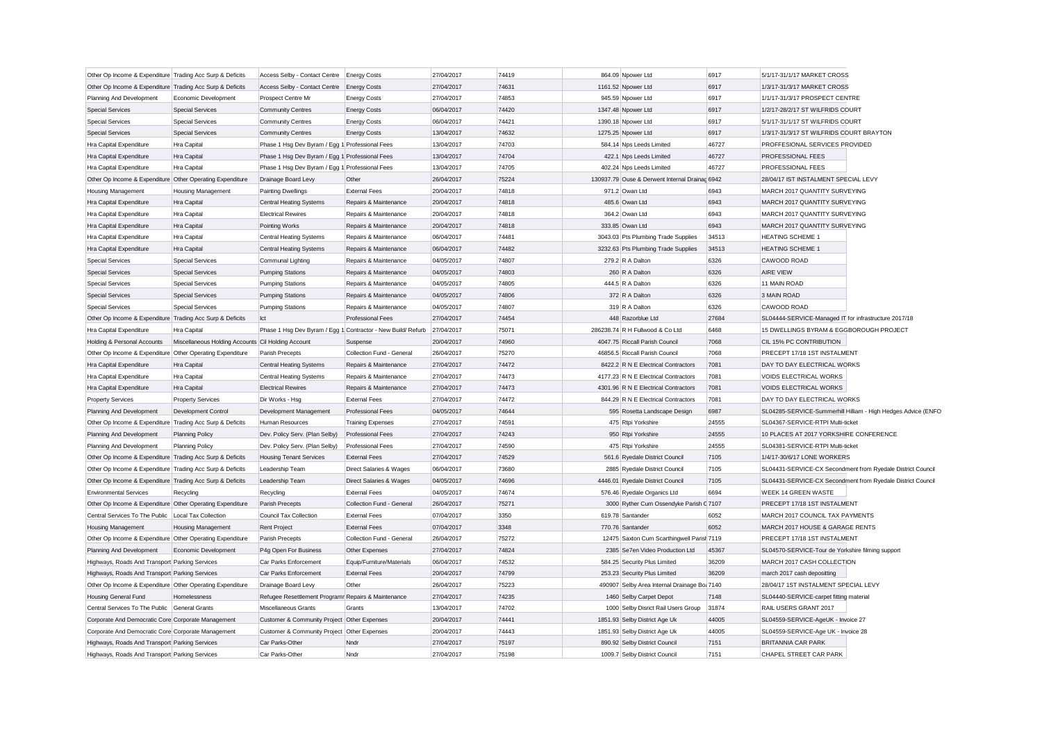| | | | | | | | | | |
|---|---|---|---|---|---|---|---|---|---|
| Other Op Income & Expenditure | Trading Acc Surp & Deficits | Access Selby - Contact Centre | Energy Costs | 27/04/2017 | 74419 | 864.09 | Npower Ltd | 6917 | 5/1/17-31/1/17 MARKET CROSS |
| Other Op Income & Expenditure | Trading Acc Surp & Deficits | Access Selby - Contact Centre | Energy Costs | 27/04/2017 | 74631 | 1161.52 | Npower Ltd | 6917 | 1/3/17-31/3/17 MARKET CROSS |
| Planning And Development | Economic Development | Prospect Centre Mr | Energy Costs | 27/04/2017 | 74853 | 945.59 | Npower Ltd | 6917 | 1/1/17-31/3/17 PROSPECT CENTRE |
| Special Services | Special Services | Community Centres | Energy Costs | 06/04/2017 | 74420 | 1347.48 | Npower Ltd | 6917 | 1/2/17-28/2/17 ST WILFRIDS COURT |
| Special Services | Special Services | Community Centres | Energy Costs | 06/04/2017 | 74421 | 1390.18 | Npower Ltd | 6917 | 5/1/17-31/1/17 ST WILFRIDS COURT |
| Special Services | Special Services | Community Centres | Energy Costs | 13/04/2017 | 74632 | 1275.25 | Npower Ltd | 6917 | 1/3/17-31/3/17 ST WILFRIDS COURT BRAYTON |
| Hra Capital Expenditure | Hra Capital | Phase 1 Hsg Dev Byram / Egg 1 | Professional Fees | 13/04/2017 | 74703 | 584.14 | Nps Leeds Limited | 46727 | PROFFESIONAL SERVICES PROVIDED |
| Hra Capital Expenditure | Hra Capital | Phase 1 Hsg Dev Byram / Egg 1 | Professional Fees | 13/04/2017 | 74704 | 422.1 | Nps Leeds Limited | 46727 | PROFESSIONAL FEES |
| Hra Capital Expenditure | Hra Capital | Phase 1 Hsg Dev Byram / Egg 1 | Professional Fees | 13/04/2017 | 74705 | 402.24 | Nps Leeds Limited | 46727 | PROFESSIONAL FEES |
| Other Op Income & Expenditure | Other Operating Expenditure | Drainage Board Levy | Other | 26/04/2017 | 75224 | 130937.79 | Ouse & Derwent Internal Drainag | 6942 | 28/04/17 IST INSTALMENT SPECIAL LEVY |
| Housing Management | Housing Management | Painting Dwellings | External Fees | 20/04/2017 | 74818 | 971.2 | Owan Ltd | 6943 | MARCH 2017 QUANTITY SURVEYING |
| Hra Capital Expenditure | Hra Capital | Central Heating Systems | Repairs & Maintenance | 20/04/2017 | 74818 | 485.6 | Owan Ltd | 6943 | MARCH 2017 QUANTITY SURVEYING |
| Hra Capital Expenditure | Hra Capital | Electrical Rewires | Repairs & Maintenance | 20/04/2017 | 74818 | 364.2 | Owan Ltd | 6943 | MARCH 2017 QUANTITY SURVEYING |
| Hra Capital Expenditure | Hra Capital | Pointing Works | Repairs & Maintenance | 20/04/2017 | 74818 | 333.85 | Owan Ltd | 6943 | MARCH 2017 QUANTITY SURVEYING |
| Hra Capital Expenditure | Hra Capital | Central Heating Systems | Repairs & Maintenance | 06/04/2017 | 74481 | 3043.03 | Pts Plumbing Trade Supplies | 34513 | HEATING SCHEME 1 |
| Hra Capital Expenditure | Hra Capital | Central Heating Systems | Repairs & Maintenance | 06/04/2017 | 74482 | 3232.63 | Pts Plumbing Trade Supplies | 34513 | HEATING SCHEME 1 |
| Special Services | Special Services | Communal Lighting | Repairs & Maintenance | 04/05/2017 | 74807 | 279.2 | R A Dalton | 6326 | CAWOOD ROAD |
| Special Services | Special Services | Pumping Stations | Repairs & Maintenance | 04/05/2017 | 74803 | 260 | R A Dalton | 6326 | AIRE VIEW |
| Special Services | Special Services | Pumping Stations | Repairs & Maintenance | 04/05/2017 | 74805 | 444.5 | R A Dalton | 6326 | 11 MAIN ROAD |
| Special Services | Special Services | Pumping Stations | Repairs & Maintenance | 04/05/2017 | 74806 | 372 | R A Dalton | 6326 | 3 MAIN ROAD |
| Special Services | Special Services | Pumping Stations | Repairs & Maintenance | 04/05/2017 | 74807 | 319 | R A Dalton | 6326 | CAWOOD ROAD |
| Other Op Income & Expenditure | Trading Acc Surp & Deficits | Ict | Professional Fees | 27/04/2017 | 74454 | 448 | Razorblue Ltd | 27684 | SL04444-SERVICE-Managed IT for infrastructure 2017/18 |
| Hra Capital Expenditure | Hra Capital | Phase 1 Hsg Dev Byram / Egg 1 | Contractor - New Build/ Refurb | 27/04/2017 | 75071 | 286238.74 | R H Fullwood & Co Ltd | 6468 | 15 DWELLINGS BYRAM & EGGBOROUGH PROJECT |
| Holding & Personal Accounts | Miscellaneous Holding Accounts | Cil Holding Account | Suspense | 20/04/2017 | 74960 | 4047.75 | Riccall Parish Council | 7068 | CIL 15% PC CONTRIBUTION |
| Other Op Income & Expenditure | Other Operating Expenditure | Parish Precepts | Collection Fund - General | 26/04/2017 | 75270 | 46856.5 | Riccall Parish Council | 7068 | PRECEPT 17/18 1ST INSTALMENT |
| Hra Capital Expenditure | Hra Capital | Central Heating Systems | Repairs & Maintenance | 27/04/2017 | 74472 | 8422.2 | R N E Electrical Contractors | 7081 | DAY TO DAY ELECTRICAL WORKS |
| Hra Capital Expenditure | Hra Capital | Central Heating Systems | Repairs & Maintenance | 27/04/2017 | 74473 | 4177.23 | R N E Electrical Contractors | 7081 | VOIDS ELECTRICAL WORKS |
| Hra Capital Expenditure | Hra Capital | Electrical Rewires | Repairs & Maintenance | 27/04/2017 | 74473 | 4301.96 | R N E Electrical Contractors | 7081 | VOIDS ELECTRICAL WORKS |
| Property Services | Property Services | Dir Works - Hsg | External Fees | 27/04/2017 | 74472 | 844.29 | R N E Electrical Contractors | 7081 | DAY TO DAY ELECTRICAL WORKS |
| Planning And Development | Development Control | Development Management | Professional Fees | 04/05/2017 | 74644 | 595 | Rosetta Landscape Design | 6987 | SL04285-SERVICE-Summerhill Hilliam - High Hedges Advice (ENFO |
| Other Op Income & Expenditure | Trading Acc Surp & Deficits | Human Resources | Training Expenses | 27/04/2017 | 74591 | 475 | Rtpi Yorkshire | 24555 | SL04367-SERVICE-RTPI Multi-ticket |
| Planning And Development | Planning Policy | Dev. Policy Serv. (Plan Selby) | Professional Fees | 27/04/2017 | 74243 | 950 | Rtpi Yorkshire | 24555 | 10 PLACES AT 2017 YORKSHIRE CONFERENCE |
| Planning And Development | Planning Policy | Dev. Policy Serv. (Plan Selby) | Professional Fees | 27/04/2017 | 74590 | 475 | Rtpi Yorkshire | 24555 | SL04381-SERVICE-RTPI Multi-ticket |
| Other Op Income & Expenditure | Trading Acc Surp & Deficits | Housing Tenant Services | External Fees | 27/04/2017 | 74529 | 561.6 | Ryedale District Council | 7105 | 1/4/17-30/6/17 LONE WORKERS |
| Other Op Income & Expenditure | Trading Acc Surp & Deficits | Leadership Team | Direct Salaries & Wages | 06/04/2017 | 73680 | 2885 | Ryedale District Council | 7105 | SL04431-SERVICE-CX Secondment from Ryedale District Council |
| Other Op Income & Expenditure | Trading Acc Surp & Deficits | Leadership Team | Direct Salaries & Wages | 04/05/2017 | 74696 | 4446.01 | Ryedale District Council | 7105 | SL04431-SERVICE-CX Secondment from Ryedale District Council |
| Environmental Services | Recycling | Recycling | External Fees | 04/05/2017 | 74674 | 576.46 | Ryedale Organics Ltd | 6694 | WEEK 14 GREEN WASTE |
| Other Op Income & Expenditure | Other Operating Expenditure | Parish Precepts | Collection Fund - General | 26/04/2017 | 75271 | 3000 | Ryther Cum Ossendyke Parish C | 7107 | PRECEPT 17/18 1ST INSTALMENT |
| Central Services To The Public | Local Tax Collection | Council Tax Collection | External Fees | 07/04/2017 | 3350 | 619.78 | Santander | 6052 | MARCH 2017 COUNCIL TAX PAYMENTS |
| Housing Management | Housing Management | Rent Project | External Fees | 07/04/2017 | 3348 | 770.76 | Santander | 6052 | MARCH 2017 HOUSE & GARAGE RENTS |
| Other Op Income & Expenditure | Other Operating Expenditure | Parish Precepts | Collection Fund - General | 26/04/2017 | 75272 | 12475 | Saxton Cum Scarthingwell Parish | 7119 | PRECEPT 17/18 1ST INSTALMENT |
| Planning And Development | Economic Development | P4g Open For Business | Other Expenses | 27/04/2017 | 74824 | 2385 | Se7en Video Production Ltd | 45367 | SL04570-SERVICE-Tour de Yorkshire filming support |
| Highways, Roads And Transport | Parking Services | Car Parks Enforcement | Equip/Furniture/Materials | 06/04/2017 | 74532 | 584.25 | Security Plus Limited | 36209 | MARCH 2017 CASH COLLECTION |
| Highways, Roads And Transport | Parking Services | Car Parks Enforcement | External Fees | 20/04/2017 | 74799 | 253.23 | Security Plus Limited | 36209 | march 2017 cash depositting |
| Other Op Income & Expenditure | Other Operating Expenditure | Drainage Board Levy | Other | 26/04/2017 | 75223 | 490907 | Selby Area Internal Drainage Bo | 7140 | 28/04/17 1ST INSTALMENT SPECIAL LEVY |
| Housing General Fund | Homelessness | Refugee Resettlement Programr | Repairs & Maintenance | 27/04/2017 | 74235 | 1460 | Selby Carpet Depot | 7148 | SL04440-SERVICE-carpet fitting material |
| Central Services To The Public | General Grants | Miscellaneous Grants | Grants | 13/04/2017 | 74702 | 1000 | Selby Disrict Rail Users Group | 31874 | RAIL USERS GRANT 2017 |
| Corporate And Democratic Core | Corporate Management | Customer & Community Project | Other Expenses | 20/04/2017 | 74441 | 1851.93 | Selby District Age Uk | 44005 | SL04559-SERVICE-AgeUK - Invoice 27 |
| Corporate And Democratic Core | Corporate Management | Customer & Community Project | Other Expenses | 20/04/2017 | 74443 | 1851.93 | Selby District Age Uk | 44005 | SL04559-SERVICE-Age UK - Invoice 28 |
| Highways, Roads And Transport | Parking Services | Car Parks-Other | Nndr | 27/04/2017 | 75197 | 890.92 | Selby District Council | 7151 | BRITANNIA CAR PARK |
| Highways, Roads And Transport | Parking Services | Car Parks-Other | Nndr | 27/04/2017 | 75198 | 1009.7 | Selby District Council | 7151 | CHAPEL STREET CAR PARK |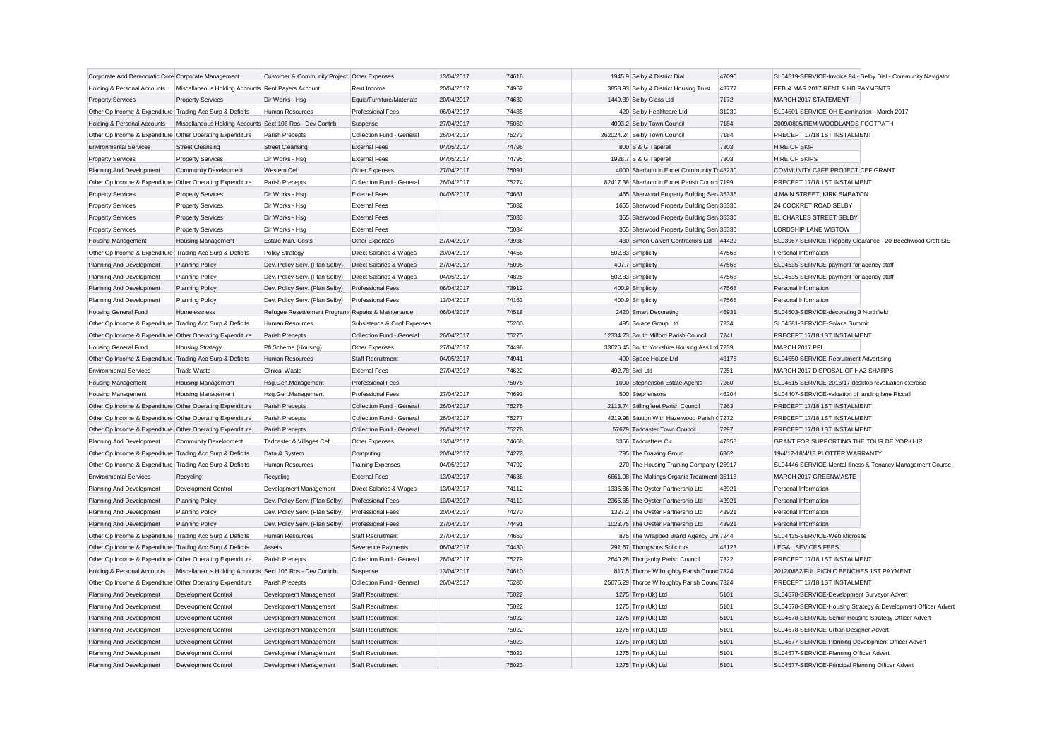| Corporate And Democratic Core | Corporate Management | Customer & Community Project | Other Expenses | 13/04/2017 | 74616 | 1945.9 | Selby & District Dial | 47090 | SL04519-SERVICE-Invoice 94 - Selby Dial - Community Navigator |
|---|---|---|---|---|---|---|---|---|---|
| Holding & Personal Accounts | Miscellaneous Holding Accounts | Rent Payers Account | Rent Income | 20/04/2017 | 74962 | 3858.93 | Selby & District Housing Trust | 43777 | FEB & MAR 2017 RENT & HB PAYMENTS |
| Property Services | Property Services | Dir Works - Hsg | Equip/Furniture/Materials | 20/04/2017 | 74639 | 1449.39 | Selby Glass Ltd | 7172 | MARCH 2017 STATEMENT |
| Other Op Income & Expenditure | Trading Acc Surp & Deficits | Human Resources | Professional Fees | 06/04/2017 | 74485 | 420 | Selby Healthcare Ltd | 31239 | SL04501-SERVICE-OH Examination - March 2017 |
| Holding & Personal Accounts | Miscellaneous Holding Accounts | Sect 106 Ros - Dev Contrib | Suspense | 27/04/2017 | 75069 | 4093.2 | Selby Town Council | 7184 | 2009/0805/REM WOODLANDS FOOTPATH |
| Other Op Income & Expenditure | Other Operating Expenditure | Parish Precepts | Collection Fund - General | 26/04/2017 | 75273 | 262024.24 | Selby Town Council | 7184 | PRECEPT 17/18 1ST INSTALMENT |
| Environmental Services | Street Cleansing | Street Cleansing | External Fees | 04/05/2017 | 74796 | 800 | S & G Taperell | 7303 | HIRE OF SKIP |
| Property Services | Property Services | Dir Works - Hsg | External Fees | 04/05/2017 | 74795 | 1928.7 | S & G Taperell | 7303 | HIRE OF SKIPS |
| Planning And Development | Community Development | Western Cef | Other Expenses | 27/04/2017 | 75091 | 4000 | Sherburn In Elmet Community Tr | 48230 | COMMUNITY CAFE PROJECT CEF GRANT |
| Other Op Income & Expenditure | Other Operating Expenditure | Parish Precepts | Collection Fund - General | 26/04/2017 | 75274 | 82417.38 | Sherburn In Elmet Parish Counci | 7199 | PRECEPT 17/18 1ST INSTALMENT |
| Property Services | Property Services | Dir Works - Hsg | External Fees | 04/05/2017 | 74661 | 465 | Sherwood Property Building Serv | 35336 | 4 MAIN STREET, KIRK SMEATON |
| Property Services | Property Services | Dir Works - Hsg | External Fees | | 75082 | 1655 | Sherwood Property Building Serv | 35336 | 24 COCKRET ROAD SELBY |
| Property Services | Property Services | Dir Works - Hsg | External Fees | | 75083 | 355 | Sherwood Property Building Serv | 35336 | 81 CHARLES STREET SELBY |
| Property Services | Property Services | Dir Works - Hsg | External Fees | | 75084 | 365 | Sherwood Property Building Serv | 35336 | LORDSHIP LANE WISTOW |
| Housing Management | Housing Management | Estate Man. Costs | Other Expenses | 27/04/2017 | 73936 | 430 | Simon Calvert Contractors Ltd | 44422 | SL03967-SERVICE-Property Clearance - 20 Beechwood Croft SIE |
| Other Op Income & Expenditure | Trading Acc Surp & Deficits | Policy Strategy | Direct Salaries & Wages | 20/04/2017 | 74466 | 502.83 | Simplicity | 47568 | Personal Information |
| Planning And Development | Planning Policy | Dev. Policy Serv. (Plan Selby) | Direct Salaries & Wages | 27/04/2017 | 75095 | 407.7 | Simplicity | 47568 | SL04535-SERVICE-payment for agency staff |
| Planning And Development | Planning Policy | Dev. Policy Serv. (Plan Selby) | Direct Salaries & Wages | 04/05/2017 | 74826 | 502.83 | Simplicity | 47568 | SL04535-SERVICE-payment for agency staff |
| Planning And Development | Planning Policy | Dev. Policy Serv. (Plan Selby) | Professional Fees | 06/04/2017 | 73912 | 400.9 | Simplicity | 47568 | Personal Information |
| Planning And Development | Planning Policy | Dev. Policy Serv. (Plan Selby) | Professional Fees | 13/04/2017 | 74163 | 400.9 | Simplicity | 47568 | Personal Information |
| Housing General Fund | Homelessness | Refugee Resettlement Programr | Repairs & Maintenance | 06/04/2017 | 74518 | 2420 | Smart Decorating | 46931 | SL04503-SERVICE-decorating 3 Northfield |
| Other Op Income & Expenditure | Trading Acc Surp & Deficits | Human Resources | Subsistence & Conf Expenses | | 75200 | 495 | Solace Group Ltd | 7234 | SL04581-SERVICE-Solace Summit |
| Other Op Income & Expenditure | Other Operating Expenditure | Parish Precepts | Collection Fund - General | 26/04/2017 | 75275 | 12334.73 | South Milford Parish Council | 7241 | PRECEPT 17/18 1ST INSTALMENT |
| Housing General Fund | Housing Strategy | Pfi Scheme (Housing) | Other Expenses | 27/04/2017 | 74496 | 33626.45 | South Yorkshire Housing Ass Ltd | 7239 | MARCH 2017 PFI |
| Other Op Income & Expenditure | Trading Acc Surp & Deficits | Human Resources | Staff Recruitment | 04/05/2017 | 74941 | 400 | Space House Ltd | 48176 | SL04550-SERVICE-Recruitment Advertising |
| Environmental Services | Trade Waste | Clinical Waste | External Fees | 27/04/2017 | 74622 | 492.78 | Srcl Ltd | 7251 | MARCH 2017 DISPOSAL OF HAZ SHARPS |
| Housing Management | Housing Management | Hsg.Gen.Management | Professional Fees | | 75075 | 1000 | Stephenson Estate Agents | 7260 | SL04515-SERVICE-2016/17 desktop revaluation exercise |
| Housing Management | Housing Management | Hsg.Gen.Management | Professional Fees | 27/04/2017 | 74692 | 500 | Stephensons | 46204 | SL04407-SERVICE-valuation of landing lane Riccall |
| Other Op Income & Expenditure | Other Operating Expenditure | Parish Precepts | Collection Fund - General | 26/04/2017 | 75276 | 2113.74 | Stillingfleet Parish Council | 7263 | PRECEPT 17/18 1ST INSTALMENT |
| Other Op Income & Expenditure | Other Operating Expenditure | Parish Precepts | Collection Fund - General | 26/04/2017 | 75277 | 4319.98 | Stutton With Hazelwood Parish C | 7272 | PRECEPT 17/18 1ST INSTALMENT |
| Other Op Income & Expenditure | Other Operating Expenditure | Parish Precepts | Collection Fund - General | 26/04/2017 | 75278 | 57679 | Tadcaster Town Council | 7297 | PRECEPT 17/18 1ST INSTALMENT |
| Planning And Development | Community Development | Tadcaster & Villages Cef | Other Expenses | 13/04/2017 | 74668 | 3356 | Tadcrafters Cic | 47358 | GRANT FOR SUPPORTING THE TOUR DE YORKHIR |
| Other Op Income & Expenditure | Trading Acc Surp & Deficits | Data & System | Computing | 20/04/2017 | 74272 | 795 | The Drawing Group | 6362 | 19/4/17-18/4/18 PLOTTER WARRANTY |
| Other Op Income & Expenditure | Trading Acc Surp & Deficits | Human Resources | Training Expenses | 04/05/2017 | 74792 | 270 | The Housing Training Company I | 25917 | SL04446-SERVICE-Mental Illness & Tenancy Management Course |
| Environmental Services | Recycling | Recycling | External Fees | 13/04/2017 | 74636 | 6661.08 | The Maltings Organic Treatment | 35116 | MARCH 2017 GREENWASTE |
| Planning And Development | Development Control | Development Management | Direct Salaries & Wages | 13/04/2017 | 74112 | 1336.86 | The Oyster Partnership Ltd | 43921 | Personal Information |
| Planning And Development | Planning Policy | Dev. Policy Serv. (Plan Selby) | Professional Fees | 13/04/2017 | 74113 | 2365.65 | The Oyster Partnership Ltd | 43921 | Personal Information |
| Planning And Development | Planning Policy | Dev. Policy Serv. (Plan Selby) | Professional Fees | 20/04/2017 | 74270 | 1327.2 | The Oyster Partnership Ltd | 43921 | Personal Information |
| Planning And Development | Planning Policy | Dev. Policy Serv. (Plan Selby) | Professional Fees | 27/04/2017 | 74491 | 1023.75 | The Oyster Partnership Ltd | 43921 | Personal Information |
| Other Op Income & Expenditure | Trading Acc Surp & Deficits | Human Resources | Staff Recruitment | 27/04/2017 | 74663 | 875 | The Wrapped Brand Agency Lim | 7244 | SL04435-SERVICE-Web Microsite |
| Other Op Income & Expenditure | Trading Acc Surp & Deficits | Assets | Severence Payments | 06/04/2017 | 74430 | 291.67 | Thompsons Solicitors | 48123 | LEGAL SEVICES FEES |
| Other Op Income & Expenditure | Other Operating Expenditure | Parish Precepts | Collection Fund - General | 26/04/2017 | 75279 | 2640.28 | Thorganby Parish Council | 7322 | PRECEPT 17/18 1ST INSTALMENT |
| Holding & Personal Accounts | Miscellaneous Holding Accounts | Sect 106 Ros - Dev Contrib | Suspense | 13/04/2017 | 74610 | 817.5 | Thorpe Willoughby Parish Counc | 7324 | 2012/0852/FUL PICNIC BENCHES 1ST PAYMENT |
| Other Op Income & Expenditure | Other Operating Expenditure | Parish Precepts | Collection Fund - General | 26/04/2017 | 75280 | 25675.29 | Thorpe Willoughby Parish Counc | 7324 | PRECEPT 17/18 1ST INSTALMENT |
| Planning And Development | Development Control | Development Management | Staff Recruitment | | 75022 | 1275 | Tmp (Uk) Ltd | 5101 | SL04578-SERVICE-Development Surveyor Advert |
| Planning And Development | Development Control | Development Management | Staff Recruitment | | 75022 | 1275 | Tmp (Uk) Ltd | 5101 | SL04578-SERVICE-Housing Strategy & Development Officer Advert |
| Planning And Development | Development Control | Development Management | Staff Recruitment | | 75022 | 1275 | Tmp (Uk) Ltd | 5101 | SL04578-SERVICE-Senior Housing Strategy Officer Advert |
| Planning And Development | Development Control | Development Management | Staff Recruitment | | 75022 | 1275 | Tmp (Uk) Ltd | 5101 | SL04578-SERVICE-Urban Designer Advert |
| Planning And Development | Development Control | Development Management | Staff Recruitment | | 75023 | 1275 | Tmp (Uk) Ltd | 5101 | SL04577-SERVICE-Planning Development Officer Advert |
| Planning And Development | Development Control | Development Management | Staff Recruitment | | 75023 | 1275 | Tmp (Uk) Ltd | 5101 | SL04577-SERVICE-Planning Officer Advert |
| Planning And Development | Development Control | Development Management | Staff Recruitment | | 75023 | 1275 | Tmp (Uk) Ltd | 5101 | SL04577-SERVICE-Principal Planning Officer Advert |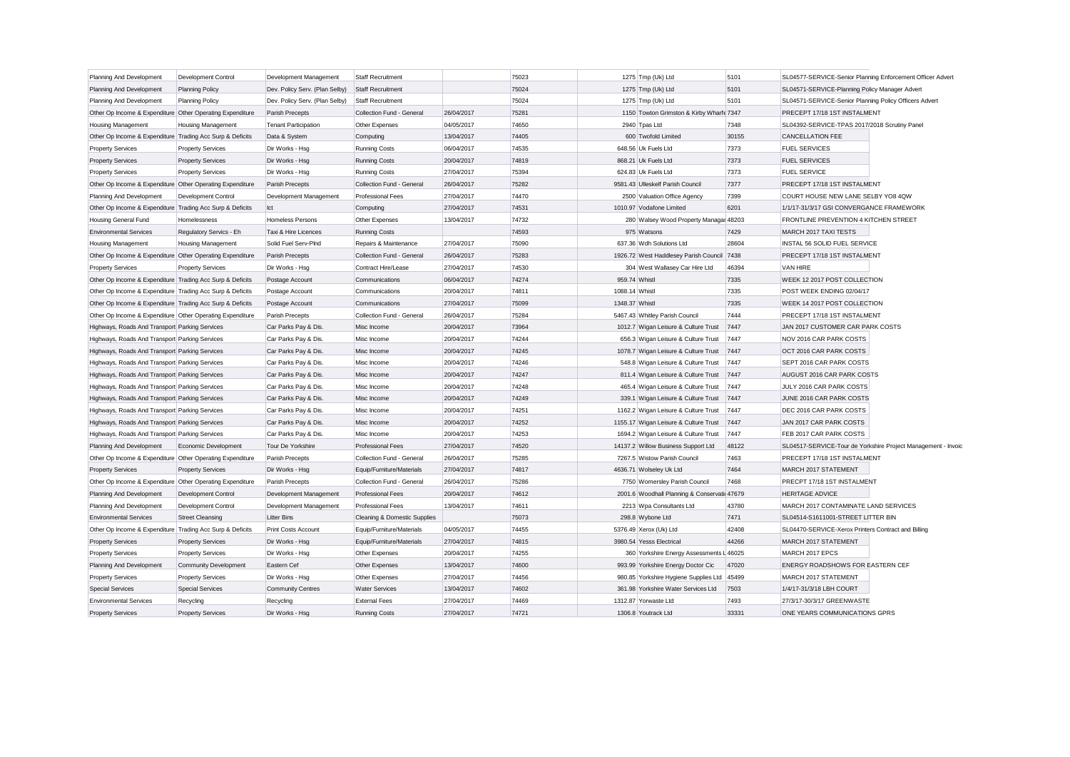| | | | | | | | | | |
|---|---|---|---|---|---|---|---|---|---|
| Planning And Development | Development Control | Development Management | Staff Recruitment | | 75023 | 1275 | Tmp (Uk) Ltd | 5101 | SL04577-SERVICE-Senior Planning Enforcement Officer Advert |
| Planning And Development | Planning Policy | Dev. Policy Serv. (Plan Selby) | Staff Recruitment | | 75024 | 1275 | Tmp (Uk) Ltd | 5101 | SL04571-SERVICE-Planning Policy Manager Advert |
| Planning And Development | Planning Policy | Dev. Policy Serv. (Plan Selby) | Staff Recruitment | | 75024 | 1275 | Tmp (Uk) Ltd | 5101 | SL04571-SERVICE-Senior Planning Policy Officers Advert |
| Other Op Income & Expenditure | Other Operating Expenditure | Parish Precepts | Collection Fund - General | 26/04/2017 | 75281 | 1150 | Towton Grimston & Kirby Wharfe | 7347 | PRECEPT 17/18 1ST INSTALMENT |
| Housing Management | Housing Management | Tenant Participation | Other Expenses | 04/05/2017 | 74650 | 2940 | Tpas Ltd | 7348 | SL04392-SERVICE-TPAS 2017/2018 Scrutiny Panel |
| Other Op Income & Expenditure | Trading Acc Surp & Deficits | Data & System | Computing | 13/04/2017 | 74405 | 600 | Twofold Limited | 30155 | CANCELLATION FEE |
| Property Services | Property Services | Dir Works - Hsg | Running Costs | 06/04/2017 | 74535 | 648.56 | Uk Fuels Ltd | 7373 | FUEL SERVICES |
| Property Services | Property Services | Dir Works - Hsg | Running Costs | 20/04/2017 | 74819 | 868.21 | Uk Fuels Ltd | 7373 | FUEL SERVICES |
| Property Services | Property Services | Dir Works - Hsg | Running Costs | 27/04/2017 | 75394 | 624.83 | Uk Fuels Ltd | 7373 | FUEL SERVICE |
| Other Op Income & Expenditure | Other Operating Expenditure | Parish Precepts | Collection Fund - General | 26/04/2017 | 75282 | 9581.43 | Ulleskelf Parish Council | 7377 | PRECEPT 17/18 1ST INSTALMENT |
| Planning And Development | Development Control | Development Management | Professional Fees | 27/04/2017 | 74470 | 2500 | Valuation Office Agency | 7399 | COURT HOUSE NEW LANE SELBY YO8 4QW |
| Other Op Income & Expenditure | Trading Acc Surp & Deficits | Ict | Computing | 27/04/2017 | 74531 | 1010.97 | Vodafone Limited | 6201 | 1/1/17-31/3/17 GSI CONVERGANCE FRAMEWORK |
| Housing General Fund | Homelessness | Homeless Persons | Other Expenses | 13/04/2017 | 74732 | 280 | Walsey Wood Property Managem | 48203 | FRONTLINE PREVENTION 4 KITCHEN STREET |
| Environmental Services | Regulatory Servics - Eh | Taxi & Hire Licences | Running Costs | | 74593 | 975 | Watsons | 7429 | MARCH 2017 TAXI TESTS |
| Housing Management | Housing Management | Solid Fuel Serv-Plnd | Repairs & Maintenance | 27/04/2017 | 75090 | 637.36 | Wdh Solutions Ltd | 28604 | INSTAL 56 SOLID FUEL SERVICE |
| Other Op Income & Expenditure | Other Operating Expenditure | Parish Precepts | Collection Fund - General | 26/04/2017 | 75283 | 1926.72 | West Haddlesey Parish Council | 7438 | PRECEPT 17/18 1ST INSTALMENT |
| Property Services | Property Services | Dir Works - Hsg | Contract Hire/Lease | 27/04/2017 | 74530 | 304 | West Wallasey Car Hire Ltd | 46394 | VAN HIRE |
| Other Op Income & Expenditure | Trading Acc Surp & Deficits | Postage Account | Communications | 06/04/2017 | 74274 | 959.74 | Whistl | 7335 | WEEK 12 2017 POST COLLECTION |
| Other Op Income & Expenditure | Trading Acc Surp & Deficits | Postage Account | Communications | 20/04/2017 | 74811 | 1088.14 | Whistl | 7335 | POST WEEK ENDING 02/04/17 |
| Other Op Income & Expenditure | Trading Acc Surp & Deficits | Postage Account | Communications | 27/04/2017 | 75099 | 1348.37 | Whistl | 7335 | WEEK 14 2017 POST COLLECTION |
| Other Op Income & Expenditure | Other Operating Expenditure | Parish Precepts | Collection Fund - General | 26/04/2017 | 75284 | 5467.43 | Whitley Parish Council | 7444 | PRECEPT 17/18 1ST INSTALMENT |
| Highways, Roads And Transport | Parking Services | Car Parks Pay & Dis. | Misc Income | 20/04/2017 | 73964 | 1012.7 | Wigan Leisure & Culture Trust | 7447 | JAN 2017 CUSTOMER CAR PARK COSTS |
| Highways, Roads And Transport | Parking Services | Car Parks Pay & Dis. | Misc Income | 20/04/2017 | 74244 | 656.3 | Wigan Leisure & Culture Trust | 7447 | NOV 2016 CAR PARK COSTS |
| Highways, Roads And Transport | Parking Services | Car Parks Pay & Dis. | Misc Income | 20/04/2017 | 74245 | 1078.7 | Wigan Leisure & Culture Trust | 7447 | OCT 2016 CAR PARK COSTS |
| Highways, Roads And Transport | Parking Services | Car Parks Pay & Dis. | Misc Income | 20/04/2017 | 74246 | 548.8 | Wigan Leisure & Culture Trust | 7447 | SEPT 2016 CAR PARK COSTS |
| Highways, Roads And Transport | Parking Services | Car Parks Pay & Dis. | Misc Income | 20/04/2017 | 74247 | 811.4 | Wigan Leisure & Culture Trust | 7447 | AUGUST 2016 CAR PARK COSTS |
| Highways, Roads And Transport | Parking Services | Car Parks Pay & Dis. | Misc Income | 20/04/2017 | 74248 | 465.4 | Wigan Leisure & Culture Trust | 7447 | JULY 2016 CAR PARK COSTS |
| Highways, Roads And Transport | Parking Services | Car Parks Pay & Dis. | Misc Income | 20/04/2017 | 74249 | 339.1 | Wigan Leisure & Culture Trust | 7447 | JUNE 2016 CAR PARK COSTS |
| Highways, Roads And Transport | Parking Services | Car Parks Pay & Dis. | Misc Income | 20/04/2017 | 74251 | 1162.2 | Wigan Leisure & Culture Trust | 7447 | DEC 2016 CAR PARK COSTS |
| Highways, Roads And Transport | Parking Services | Car Parks Pay & Dis. | Misc Income | 20/04/2017 | 74252 | 1155.17 | Wigan Leisure & Culture Trust | 7447 | JAN 2017 CAR PARK COSTS |
| Highways, Roads And Transport | Parking Services | Car Parks Pay & Dis. | Misc Income | 20/04/2017 | 74253 | 1694.2 | Wigan Leisure & Culture Trust | 7447 | FEB 2017 CAR PARK COSTS |
| Planning And Development | Economic Development | Tour De Yorkshire | Professional Fees | 27/04/2017 | 74520 | 14137.2 | Willow Business Support Ltd | 48122 | SL04517-SERVICE-Tour de Yorkshire Project Management - Invoic |
| Other Op Income & Expenditure | Other Operating Expenditure | Parish Precepts | Collection Fund - General | 26/04/2017 | 75285 | 7267.5 | Wistow Parish Council | 7463 | PRECEPT 17/18 1ST INSTALMENT |
| Property Services | Property Services | Dir Works - Hsg | Equip/Furniture/Materials | 27/04/2017 | 74817 | 4636.71 | Wolseley Uk Ltd | 7464 | MARCH 2017 STATEMENT |
| Other Op Income & Expenditure | Other Operating Expenditure | Parish Precepts | Collection Fund - General | 26/04/2017 | 75286 | 7750 | Womersley Parish Council | 7468 | PRECPT 17/18 1ST INSTALMENT |
| Planning And Development | Development Control | Development Management | Professional Fees | 20/04/2017 | 74612 | 2001.6 | Woodhall Planning & Conservatio | 47679 | HERITAGE ADVICE |
| Planning And Development | Development Control | Development Management | Professional Fees | 13/04/2017 | 74611 | 2213 | Wpa Consultants Ltd | 43780 | MARCH 2017 CONTAMINATE LAND SERVICES |
| Environmental Services | Street Cleansing | Litter Bins | Cleaning & Domestic Supplies | | 75073 | 298.8 | Wybone Ltd | 7471 | SL04514-S1611001-STREET LITTER BIN |
| Other Op Income & Expenditure | Trading Acc Surp & Deficits | Print Costs Account | Equip/Furniture/Materials | 04/05/2017 | 74455 | 5376.49 | Xerox (Uk) Ltd | 42408 | SL04470-SERVICE-Xerox Printers Contract and Billing |
| Property Services | Property Services | Dir Works - Hsg | Equip/Furniture/Materials | 27/04/2017 | 74815 | 3980.54 | Yesss Electrical | 44266 | MARCH 2017 STATEMENT |
| Property Services | Property Services | Dir Works - Hsg | Other Expenses | 20/04/2017 | 74255 | 360 | Yorkshire Energy Assessments L | 46025 | MARCH 2017 EPCS |
| Planning And Development | Community Development | Eastern Cef | Other Expenses | 13/04/2017 | 74600 | 993.99 | Yorkshire Energy Doctor Cic | 47020 | ENERGY ROADSHOWS FOR EASTERN CEF |
| Property Services | Property Services | Dir Works - Hsg | Other Expenses | 27/04/2017 | 74456 | 980.85 | Yorkshire Hygiene Supplies Ltd | 45499 | MARCH 2017 STATEMENT |
| Special Services | Special Services | Community Centres | Water Services | 13/04/2017 | 74602 | 361.98 | Yorkshire Water Services Ltd | 7503 | 1/4/17-31/3/18 LBH COURT |
| Environmental Services | Recycling | Recycling | External Fees | 27/04/2017 | 74469 | 1312.87 | Yorwaste Ltd | 7493 | 27/3/17-30/3/17 GREENWASTE |
| Property Services | Property Services | Dir Works - Hsg | Running Costs | 27/04/2017 | 74721 | 1306.8 | Youtrack Ltd | 33331 | ONE YEARS COMMUNICATIONS GPRS |